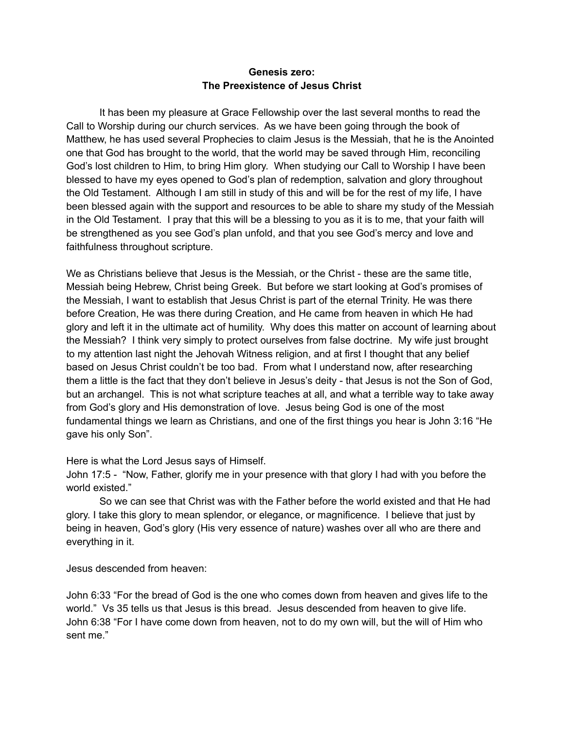**Genesis zero:**
**The Preexistence of Jesus Christ**

It has been my pleasure at Grace Fellowship over the last several months to read the Call to Worship during our church services. As we have been going through the book of Matthew, he has used several Prophecies to claim Jesus is the Messiah, that he is the Anointed one that God has brought to the world, that the world may be saved through Him, reconciling God's lost children to Him, to bring Him glory. When studying our Call to Worship I have been blessed to have my eyes opened to God's plan of redemption, salvation and glory throughout the Old Testament. Although I am still in study of this and will be for the rest of my life, I have been blessed again with the support and resources to be able to share my study of the Messiah in the Old Testament. I pray that this will be a blessing to you as it is to me, that your faith will be strengthened as you see God's plan unfold, and that you see God's mercy and love and faithfulness throughout scripture.

We as Christians believe that Jesus is the Messiah, or the Christ - these are the same title, Messiah being Hebrew, Christ being Greek. But before we start looking at God's promises of the Messiah, I want to establish that Jesus Christ is part of the eternal Trinity. He was there before Creation, He was there during Creation, and He came from heaven in which He had glory and left it in the ultimate act of humility. Why does this matter on account of learning about the Messiah? I think very simply to protect ourselves from false doctrine. My wife just brought to my attention last night the Jehovah Witness religion, and at first I thought that any belief based on Jesus Christ couldn't be too bad. From what I understand now, after researching them a little is the fact that they don't believe in Jesus's deity - that Jesus is not the Son of God, but an archangel. This is not what scripture teaches at all, and what a terrible way to take away from God's glory and His demonstration of love. Jesus being God is one of the most fundamental things we learn as Christians, and one of the first things you hear is John 3:16 "He gave his only Son".

Here is what the Lord Jesus says of Himself.
John 17:5 - "Now, Father, glorify me in your presence with that glory I had with you before the world existed."

So we can see that Christ was with the Father before the world existed and that He had glory. I take this glory to mean splendor, or elegance, or magnificence. I believe that just by being in heaven, God's glory (His very essence of nature) washes over all who are there and everything in it.

Jesus descended from heaven:

John 6:33 "For the bread of God is the one who comes down from heaven and gives life to the world." Vs 35 tells us that Jesus is this bread. Jesus descended from heaven to give life.
John 6:38 "For I have come down from heaven, not to do my own will, but the will of Him who sent me."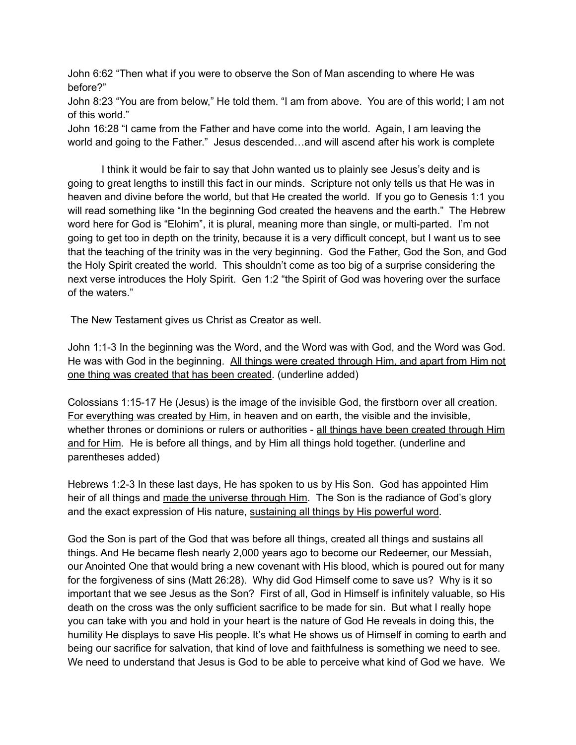John 6:62 "Then what if you were to observe the Son of Man ascending to where He was before?"
John 8:23 "You are from below," He told them. "I am from above. You are of this world; I am not of this world."
John 16:28 "I came from the Father and have come into the world. Again, I am leaving the world and going to the Father." Jesus descended…and will ascend after his work is complete

I think it would be fair to say that John wanted us to plainly see Jesus's deity and is going to great lengths to instill this fact in our minds. Scripture not only tells us that He was in heaven and divine before the world, but that He created the world. If you go to Genesis 1:1 you will read something like "In the beginning God created the heavens and the earth." The Hebrew word here for God is "Elohim", it is plural, meaning more than single, or multi-parted. I'm not going to get too in depth on the trinity, because it is a very difficult concept, but I want us to see that the teaching of the trinity was in the very beginning. God the Father, God the Son, and God the Holy Spirit created the world. This shouldn't come as too big of a surprise considering the next verse introduces the Holy Spirit. Gen 1:2 "the Spirit of God was hovering over the surface of the waters."

The New Testament gives us Christ as Creator as well.

John 1:1-3 In the beginning was the Word, and the Word was with God, and the Word was God. He was with God in the beginning. <u>All things were created through Him, and apart from Him not one thing was created that has been created</u>. (underline added)

Colossians 1:15-17 He (Jesus) is the image of the invisible God, the firstborn over all creation. <u>For everything was created by Him</u>, in heaven and on earth, the visible and the invisible, whether thrones or dominions or rulers or authorities - <u>all things have been created through Him and for Him</u>. He is before all things, and by Him all things hold together. (underline and parentheses added)

Hebrews 1:2-3 In these last days, He has spoken to us by His Son. God has appointed Him heir of all things and <u>made the universe through Him</u>. The Son is the radiance of God's glory and the exact expression of His nature, <u>sustaining all things by His powerful word</u>.

God the Son is part of the God that was before all things, created all things and sustains all things. And He became flesh nearly 2,000 years ago to become our Redeemer, our Messiah, our Anointed One that would bring a new covenant with His blood, which is poured out for many for the forgiveness of sins (Matt 26:28). Why did God Himself come to save us? Why is it so important that we see Jesus as the Son? First of all, God in Himself is infinitely valuable, so His death on the cross was the only sufficient sacrifice to be made for sin. But what I really hope you can take with you and hold in your heart is the nature of God He reveals in doing this, the humility He displays to save His people. It's what He shows us of Himself in coming to earth and being our sacrifice for salvation, that kind of love and faithfulness is something we need to see. We need to understand that Jesus is God to be able to perceive what kind of God we have. We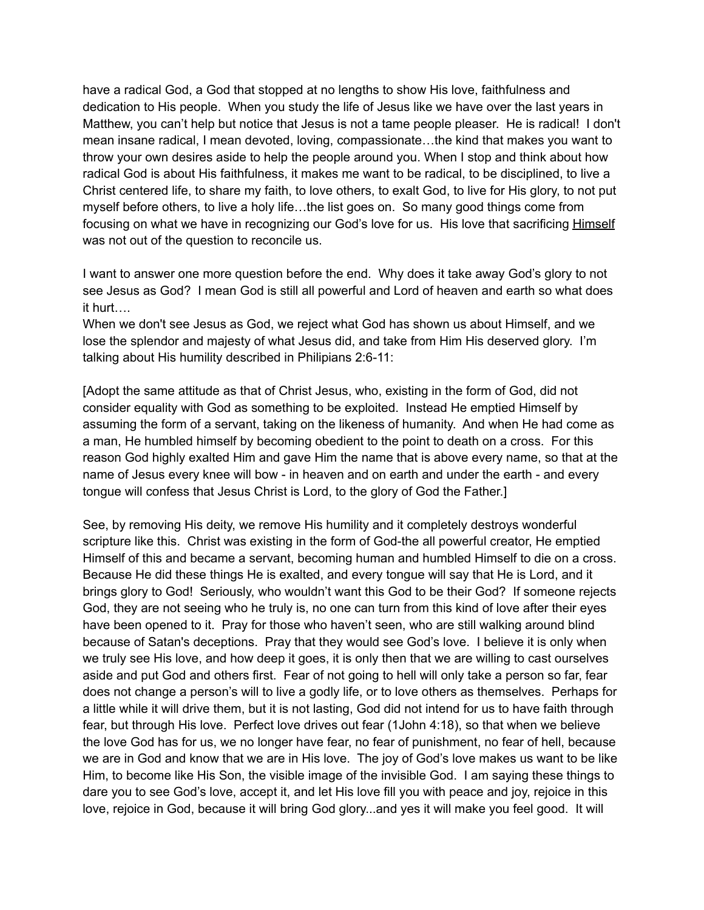have a radical God, a God that stopped at no lengths to show His love, faithfulness and dedication to His people. When you study the life of Jesus like we have over the last years in Matthew, you can't help but notice that Jesus is not a tame people pleaser. He is radical! I don't mean insane radical, I mean devoted, loving, compassionate…the kind that makes you want to throw your own desires aside to help the people around you. When I stop and think about how radical God is about His faithfulness, it makes me want to be radical, to be disciplined, to live a Christ centered life, to share my faith, to love others, to exalt God, to live for His glory, to not put myself before others, to live a holy life…the list goes on. So many good things come from focusing on what we have in recognizing our God's love for us. His love that sacrificing <u>Himself</u> was not out of the question to reconcile us.

I want to answer one more question before the end. Why does it take away God's glory to not see Jesus as God? I mean God is still all powerful and Lord of heaven and earth so what does it hurt….
When we don't see Jesus as God, we reject what God has shown us about Himself, and we lose the splendor and majesty of what Jesus did, and take from Him His deserved glory. I'm talking about His humility described in Philipians 2:6-11:

[Adopt the same attitude as that of Christ Jesus, who, existing in the form of God, did not consider equality with God as something to be exploited. Instead He emptied Himself by assuming the form of a servant, taking on the likeness of humanity. And when He had come as a man, He humbled himself by becoming obedient to the point to death on a cross. For this reason God highly exalted Him and gave Him the name that is above every name, so that at the name of Jesus every knee will bow - in heaven and on earth and under the earth - and every tongue will confess that Jesus Christ is Lord, to the glory of God the Father.]

See, by removing His deity, we remove His humility and it completely destroys wonderful scripture like this. Christ was existing in the form of God-the all powerful creator, He emptied Himself of this and became a servant, becoming human and humbled Himself to die on a cross. Because He did these things He is exalted, and every tongue will say that He is Lord, and it brings glory to God! Seriously, who wouldn't want this God to be their God? If someone rejects God, they are not seeing who he truly is, no one can turn from this kind of love after their eyes have been opened to it. Pray for those who haven't seen, who are still walking around blind because of Satan's deceptions. Pray that they would see God's love. I believe it is only when we truly see His love, and how deep it goes, it is only then that we are willing to cast ourselves aside and put God and others first. Fear of not going to hell will only take a person so far, fear does not change a person's will to live a godly life, or to love others as themselves. Perhaps for a little while it will drive them, but it is not lasting, God did not intend for us to have faith through fear, but through His love. Perfect love drives out fear (1John 4:18), so that when we believe the love God has for us, we no longer have fear, no fear of punishment, no fear of hell, because we are in God and know that we are in His love. The joy of God's love makes us want to be like Him, to become like His Son, the visible image of the invisible God. I am saying these things to dare you to see God's love, accept it, and let His love fill you with peace and joy, rejoice in this love, rejoice in God, because it will bring God glory...and yes it will make you feel good. It will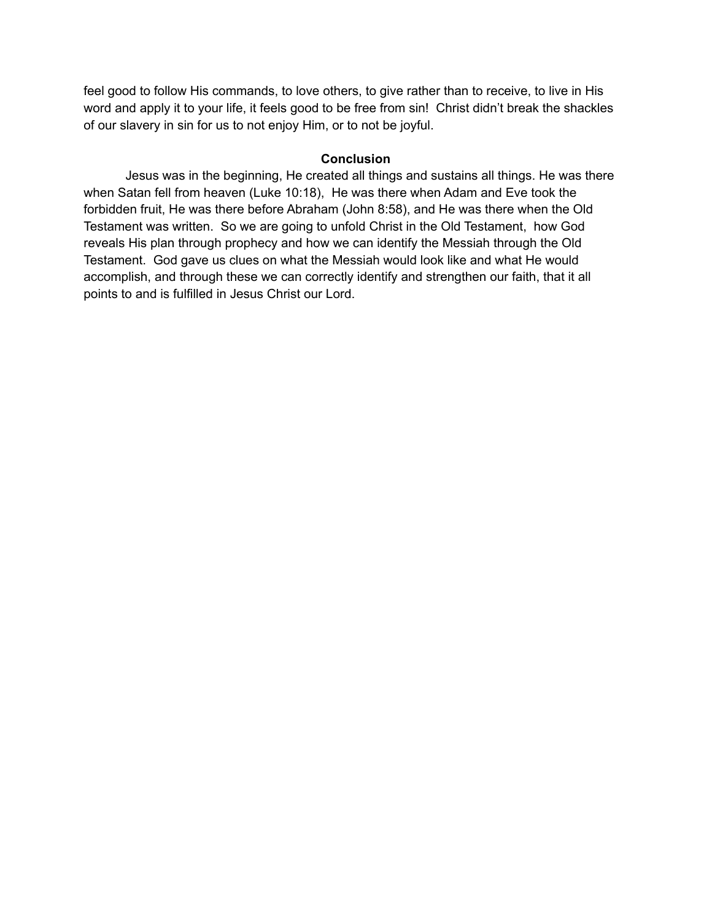feel good to follow His commands, to love others, to give rather than to receive, to live in His word and apply it to your life, it feels good to be free from sin! Christ didn't break the shackles of our slavery in sin for us to not enjoy Him, or to not be joyful.

## Conclusion

Jesus was in the beginning, He created all things and sustains all things. He was there when Satan fell from heaven (Luke 10:18), He was there when Adam and Eve took the forbidden fruit, He was there before Abraham (John 8:58), and He was there when the Old Testament was written. So we are going to unfold Christ in the Old Testament, how God reveals His plan through prophecy and how we can identify the Messiah through the Old Testament. God gave us clues on what the Messiah would look like and what He would accomplish, and through these we can correctly identify and strengthen our faith, that it all points to and is fulfilled in Jesus Christ our Lord.